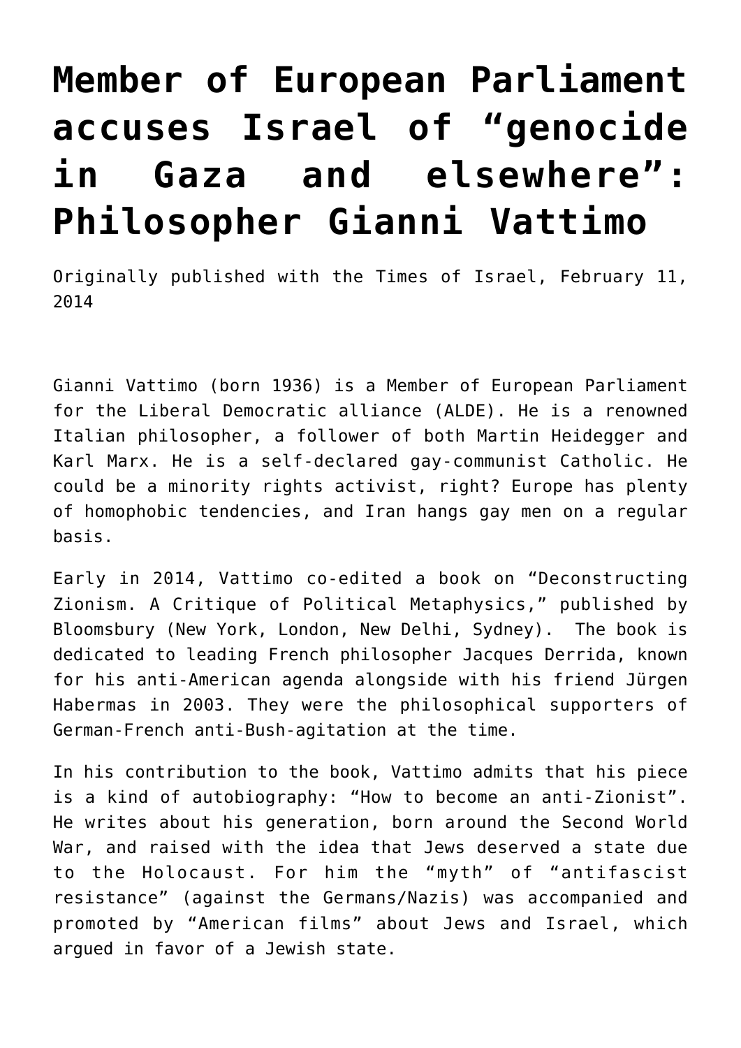# Member of European Parliament accuses Israel of "genocide in Gaza and elsewhere": Philosopher Gianni Vattimo

Originally published with the Times of Israel, February 11, 2014

Gianni Vattimo (born 1936) is a Member of European Parliament for the Liberal Democratic alliance (ALDE). He is a renowned Italian philosopher, a follower of both Martin Heidegger and Karl Marx. He is a self-declared gay-communist Catholic. He could be a minority rights activist, right? Europe has plenty of homophobic tendencies, and Iran hangs gay men on a regular basis.

Early in 2014, Vattimo co-edited a book on "Deconstructing Zionism. A Critique of Political Metaphysics," published by Bloomsbury (New York, London, New Delhi, Sydney). The book is dedicated to leading French philosopher Jacques Derrida, known for his anti-American agenda alongside with his friend Jürgen Habermas in 2003. They were the philosophical supporters of German-French anti-Bush-agitation at the time.

In his contribution to the book, Vattimo admits that his piece is a kind of autobiography: "How to become an anti-Zionist". He writes about his generation, born around the Second World War, and raised with the idea that Jews deserved a state due to the Holocaust. For him the "myth" of "antifascist resistance" (against the Germans/Nazis) was accompanied and promoted by "American films" about Jews and Israel, which argued in favor of a Jewish state.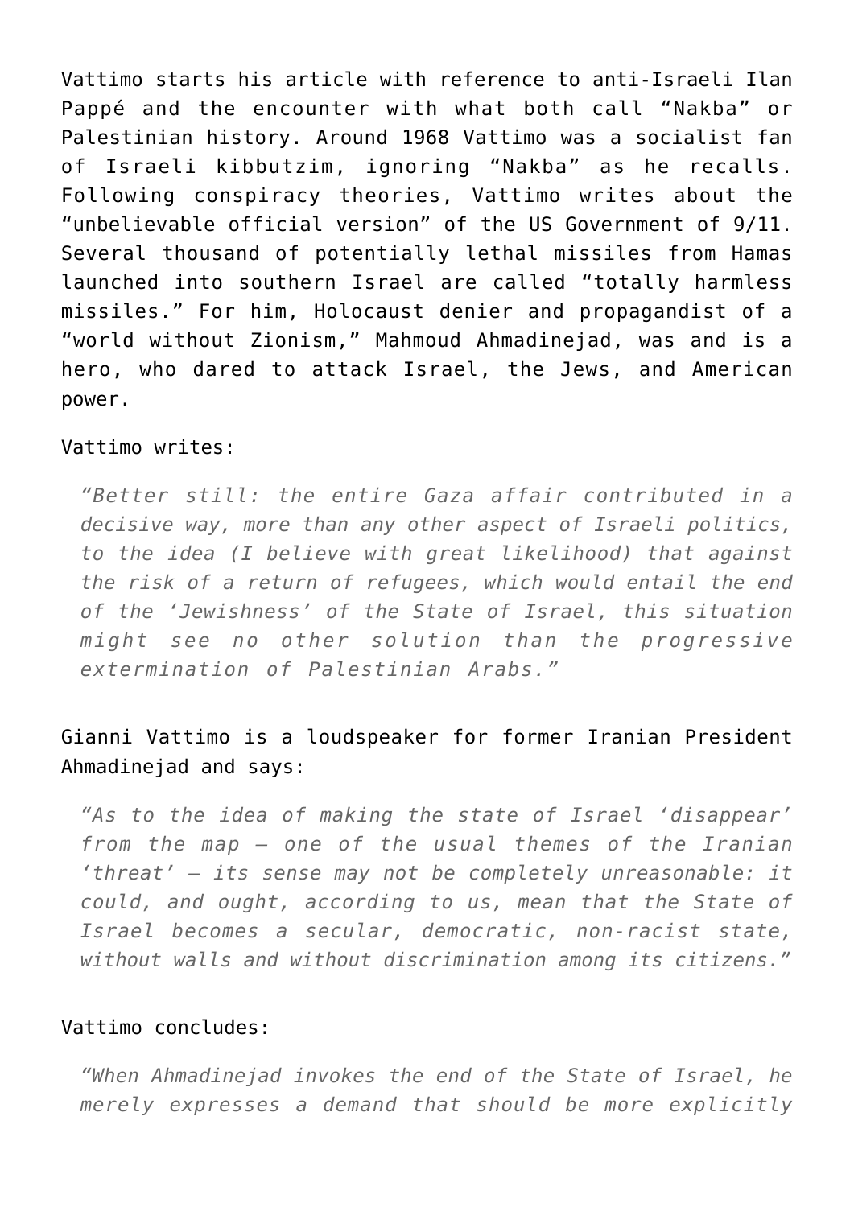Vattimo starts his article with reference to anti-Israeli Ilan Pappé and the encounter with what both call "Nakba" or Palestinian history. Around 1968 Vattimo was a socialist fan of Israeli kibbutzim, ignoring "Nakba" as he recalls. Following conspiracy theories, Vattimo writes about the "unbelievable official version" of the US Government of 9/11. Several thousand of potentially lethal missiles from Hamas launched into southern Israel are called "totally harmless missiles." For him, Holocaust denier and propagandist of a "world without Zionism," Mahmoud Ahmadinejad, was and is a hero, who dared to attack Israel, the Jews, and American power.

Vattimo writes:

> *"Better still: the entire Gaza affair contributed in a decisive way, more than any other aspect of Israeli politics, to the idea (I believe with great likelihood) that against the risk of a return of refugees, which would entail the end of the 'Jewishness' of the State of Israel, this situation might see no other solution than the progressive extermination of Palestinian Arabs."*

Gianni Vattimo is a loudspeaker for former Iranian President Ahmadinejad and says:

> *"As to the idea of making the state of Israel 'disappear' from the map – one of the usual themes of the Iranian 'threat' – its sense may not be completely unreasonable: it could, and ought, according to us, mean that the State of Israel becomes a secular, democratic, non-racist state, without walls and without discrimination among its citizens."*

Vattimo concludes:

> *"When Ahmadinejad invokes the end of the State of Israel, he merely expresses a demand that should be more explicitly*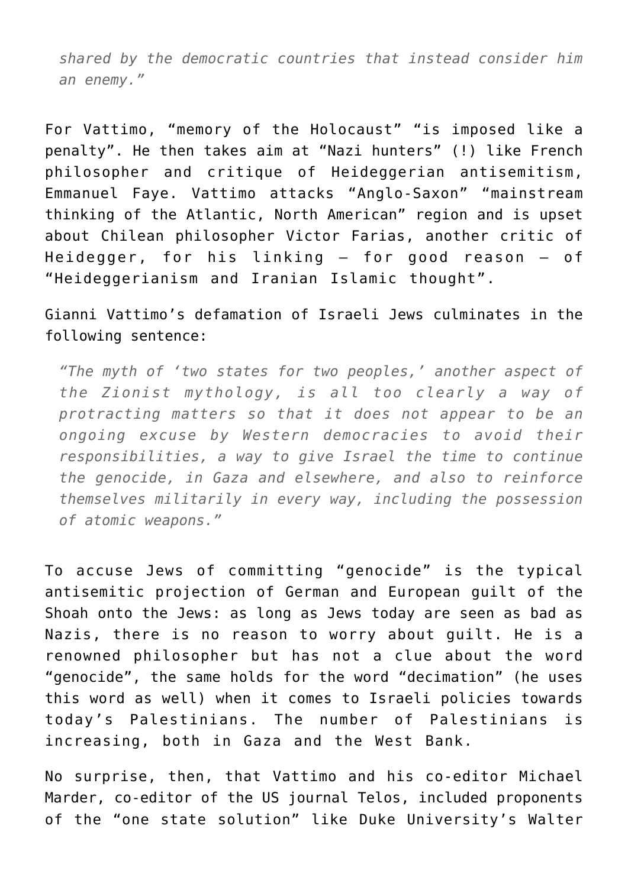> *shared by the democratic countries that instead consider him an enemy."*

For Vattimo, "memory of the Holocaust" "is imposed like a penalty". He then takes aim at "Nazi hunters" (!) like French philosopher and critique of Heideggerian antisemitism, Emmanuel Faye. Vattimo attacks "Anglo-Saxon" "mainstream thinking of the Atlantic, North American" region and is upset about Chilean philosopher Victor Farias, another critic of Heidegger, for his linking – for good reason – of "Heideggerianism and Iranian Islamic thought".

Gianni Vattimo's defamation of Israeli Jews culminates in the following sentence:

> *"The myth of 'two states for two peoples,' another aspect of the Zionist mythology, is all too clearly a way of protracting matters so that it does not appear to be an ongoing excuse by Western democracies to avoid their responsibilities, a way to give Israel the time to continue the genocide, in Gaza and elsewhere, and also to reinforce themselves militarily in every way, including the possession of atomic weapons."*

To accuse Jews of committing "genocide" is the typical antisemitic projection of German and European guilt of the Shoah onto the Jews: as long as Jews today are seen as bad as Nazis, there is no reason to worry about guilt. He is a renowned philosopher but has not a clue about the word "genocide", the same holds for the word "decimation" (he uses this word as well) when it comes to Israeli policies towards today's Palestinians. The number of Palestinians is increasing, both in Gaza and the West Bank.

No surprise, then, that Vattimo and his co-editor Michael Marder, co-editor of the US journal Telos, included proponents of the "one state solution" like Duke University's Walter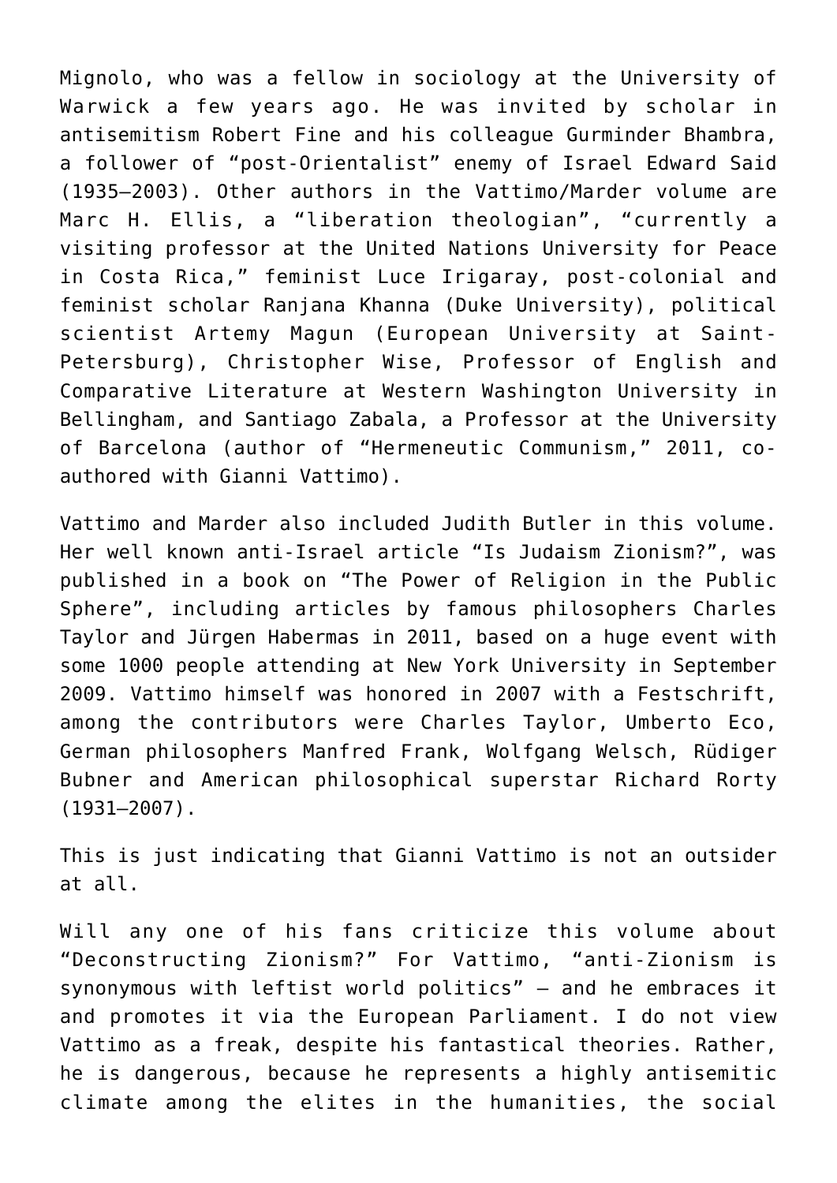Mignolo, who was a fellow in sociology at the University of Warwick a few years ago. He was invited by scholar in antisemitism Robert Fine and his colleague Gurminder Bhambra, a follower of "post-Orientalist" enemy of Israel Edward Said (1935–2003). Other authors in the Vattimo/Marder volume are Marc H. Ellis, a "liberation theologian", "currently a visiting professor at the United Nations University for Peace in Costa Rica," feminist Luce Irigaray, post-colonial and feminist scholar Ranjana Khanna (Duke University), political scientist Artemy Magun (European University at Saint-Petersburg), Christopher Wise, Professor of English and Comparative Literature at Western Washington University in Bellingham, and Santiago Zabala, a Professor at the University of Barcelona (author of "Hermeneutic Communism," 2011, co-authored with Gianni Vattimo).

Vattimo and Marder also included Judith Butler in this volume. Her well known anti-Israel article "Is Judaism Zionism?", was published in a book on "The Power of Religion in the Public Sphere", including articles by famous philosophers Charles Taylor and Jürgen Habermas in 2011, based on a huge event with some 1000 people attending at New York University in September 2009. Vattimo himself was honored in 2007 with a Festschrift, among the contributors were Charles Taylor, Umberto Eco, German philosophers Manfred Frank, Wolfgang Welsch, Rüdiger Bubner and American philosophical superstar Richard Rorty (1931–2007).

This is just indicating that Gianni Vattimo is not an outsider at all.

Will any one of his fans criticize this volume about "Deconstructing Zionism?" For Vattimo, "anti-Zionism is synonymous with leftist world politics" – and he embraces it and promotes it via the European Parliament. I do not view Vattimo as a freak, despite his fantastical theories. Rather, he is dangerous, because he represents a highly antisemitic climate among the elites in the humanities, the social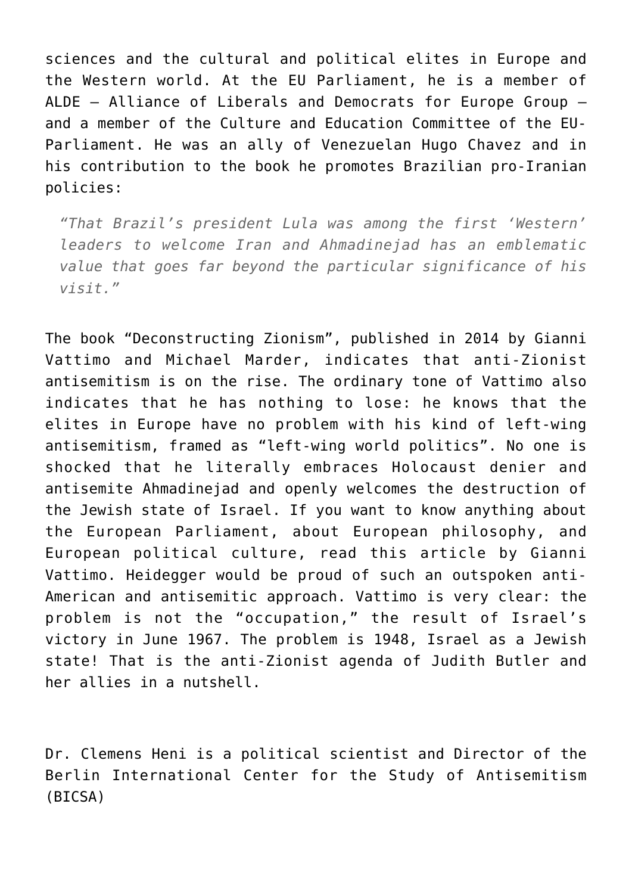sciences and the cultural and political elites in Europe and the Western world. At the EU Parliament, he is a member of ALDE – Alliance of Liberals and Democrats for Europe Group – and a member of the Culture and Education Committee of the EU-Parliament. He was an ally of Venezuelan Hugo Chavez and in his contribution to the book he promotes Brazilian pro-Iranian policies:

> *"That Brazil's president Lula was among the first 'Western' leaders to welcome Iran and Ahmadinejad has an emblematic value that goes far beyond the particular significance of his visit."*

The book "Deconstructing Zionism", published in 2014 by Gianni Vattimo and Michael Marder, indicates that anti-Zionist antisemitism is on the rise. The ordinary tone of Vattimo also indicates that he has nothing to lose: he knows that the elites in Europe have no problem with his kind of left-wing antisemitism, framed as "left-wing world politics". No one is shocked that he literally embraces Holocaust denier and antisemite Ahmadinejad and openly welcomes the destruction of the Jewish state of Israel. If you want to know anything about the European Parliament, about European philosophy, and European political culture, read this article by Gianni Vattimo. Heidegger would be proud of such an outspoken anti-American and antisemitic approach. Vattimo is very clear: the problem is not the "occupation," the result of Israel's victory in June 1967. The problem is 1948, Israel as a Jewish state! That is the anti-Zionist agenda of Judith Butler and her allies in a nutshell.

Dr. Clemens Heni is a political scientist and Director of the Berlin International Center for the Study of Antisemitism (BICSA)